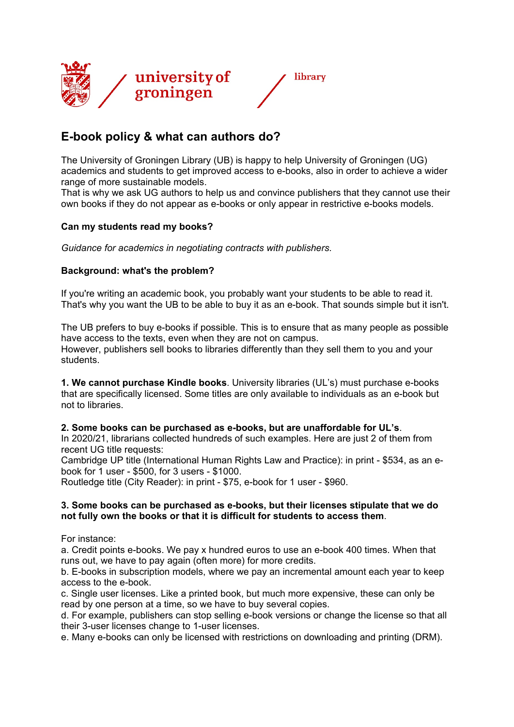university of groningen / library

# E-book policy & what can authors do?

The University of Groningen Library (UB) is happy to help University of Groningen (UG) academics and students to get improved access to e-books, also in order to achieve a wider range of more sustainable models.
That is why we ask UG authors to help us and convince publishers that they cannot use their own books if they do not appear as e-books or only appear in restrictive e-books models.

**Can my students read my books?**

*Guidance for academics in negotiating contracts with publishers.*

**Background: what's the problem?**

If you're writing an academic book, you probably want your students to be able to read it. That's why you want the UB to be able to buy it as an e-book. That sounds simple but it isn't.

The UB prefers to buy e-books if possible. This is to ensure that as many people as possible have access to the texts, even when they are not on campus.
However, publishers sell books to libraries differently than they sell them to you and your students.

**1. We cannot purchase Kindle books**. University libraries (UL's) must purchase e-books that are specifically licensed. Some titles are only available to individuals as an e-book but not to libraries.

**2. Some books can be purchased as e-books, but are unaffordable for UL's**.
In 2020/21, librarians collected hundreds of such examples. Here are just 2 of them from recent UG title requests:
Cambridge UP title (International Human Rights Law and Practice): in print - $534, as an e-book for 1 user - $500, for 3 users - $1000.
Routledge title (City Reader): in print - $75, e-book for 1 user - $960.

**3. Some books can be purchased as e-books, but their licenses stipulate that we do not fully own the books or that it is difficult for students to access them**.

For instance:
a. Credit points e-books. We pay x hundred euros to use an e-book 400 times. When that runs out, we have to pay again (often more) for more credits.
b. E-books in subscription models, where we pay an incremental amount each year to keep access to the e-book.
c. Single user licenses. Like a printed book, but much more expensive, these can only be read by one person at a time, so we have to buy several copies.
d. For example, publishers can stop selling e-book versions or change the license so that all their 3-user licenses change to 1-user licenses.
e. Many e-books can only be licensed with restrictions on downloading and printing (DRM).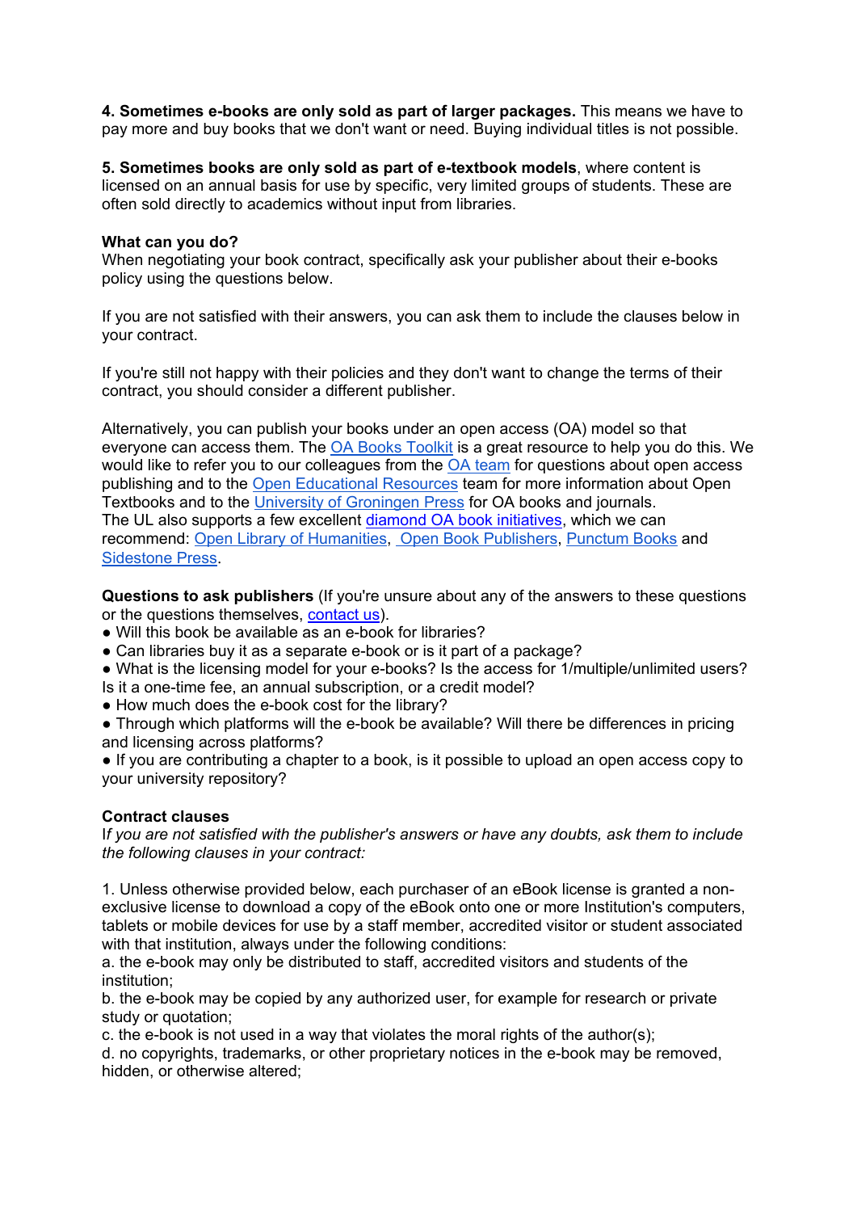**4. Sometimes e-books are only sold as part of larger packages.** This means we have to pay more and buy books that we don't want or need. Buying individual titles is not possible.

**5. Sometimes books are only sold as part of e-textbook models**, where content is licensed on an annual basis for use by specific, very limited groups of students. These are often sold directly to academics without input from libraries.

**What can you do?**
When negotiating your book contract, specifically ask your publisher about their e-books policy using the questions below.

If you are not satisfied with their answers, you can ask them to include the clauses below in your contract.

If you're still not happy with their policies and they don't want to change the terms of their contract, you should consider a different publisher.

Alternatively, you can publish your books under an open access (OA) model so that everyone can access them. The OA Books Toolkit is a great resource to help you do this. We would like to refer you to our colleagues from the OA team for questions about open access publishing and to the Open Educational Resources team for more information about Open Textbooks and to the University of Groningen Press for OA books and journals.
The UL also supports a few excellent diamond OA book initiatives, which we can recommend: Open Library of Humanities, Open Book Publishers, Punctum Books and Sidestone Press.

**Questions to ask publishers** (If you're unsure about any of the answers to these questions or the questions themselves, contact us).

- Will this book be available as an e-book for libraries?
- Can libraries buy it as a separate e-book or is it part of a package?
- What is the licensing model for your e-books? Is the access for 1/multiple/unlimited users? Is it a one-time fee, an annual subscription, or a credit model?
- How much does the e-book cost for the library?
- Through which platforms will the e-book be available? Will there be differences in pricing and licensing across platforms?
- If you are contributing a chapter to a book, is it possible to upload an open access copy to your university repository?

**Contract clauses**
*If you are not satisfied with the publisher's answers or have any doubts, ask them to include the following clauses in your contract:*

1. Unless otherwise provided below, each purchaser of an eBook license is granted a non-exclusive license to download a copy of the eBook onto one or more Institution's computers, tablets or mobile devices for use by a staff member, accredited visitor or student associated with that institution, always under the following conditions:
a. the e-book may only be distributed to staff, accredited visitors and students of the institution;
b. the e-book may be copied by any authorized user, for example for research or private study or quotation;
c. the e-book is not used in a way that violates the moral rights of the author(s);
d. no copyrights, trademarks, or other proprietary notices in the e-book may be removed, hidden, or otherwise altered;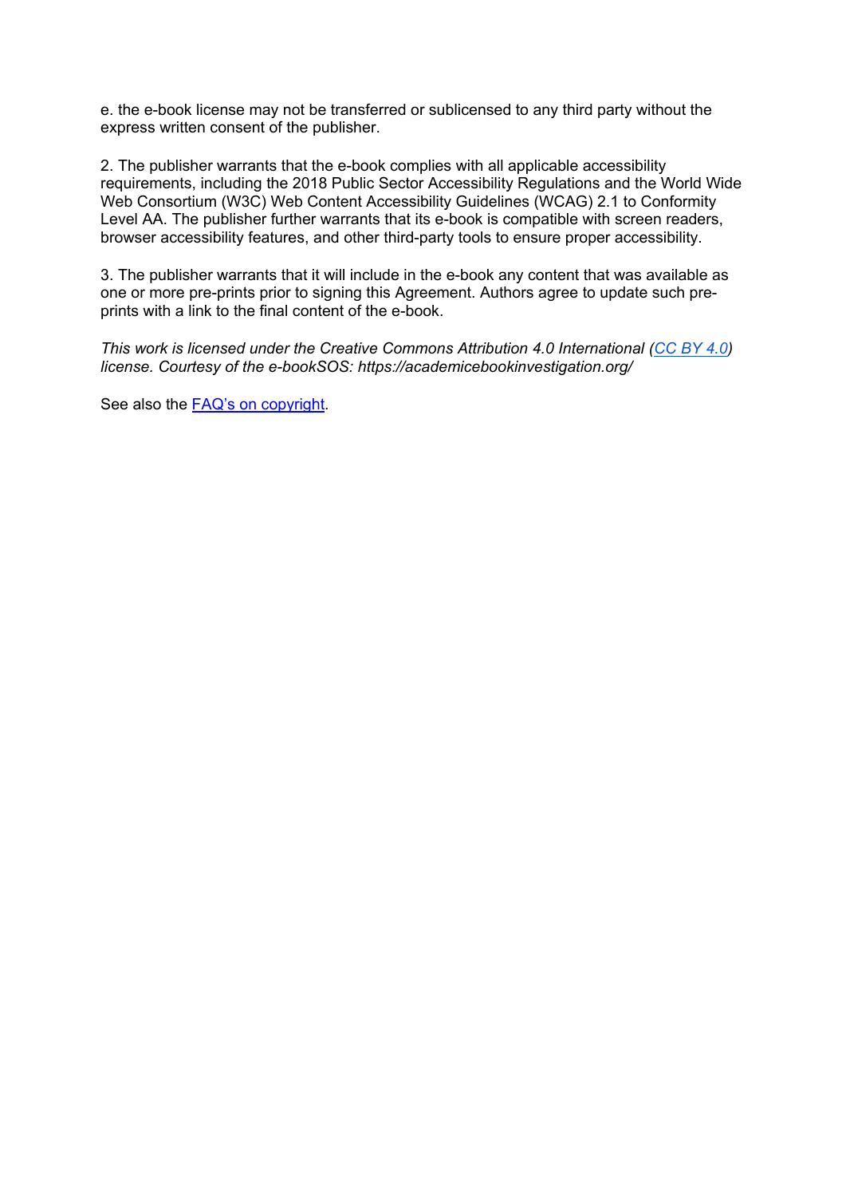e. the e-book license may not be transferred or sublicensed to any third party without the express written consent of the publisher.

2. The publisher warrants that the e-book complies with all applicable accessibility requirements, including the 2018 Public Sector Accessibility Regulations and the World Wide Web Consortium (W3C) Web Content Accessibility Guidelines (WCAG) 2.1 to Conformity Level AA. The publisher further warrants that its e-book is compatible with screen readers, browser accessibility features, and other third-party tools to ensure proper accessibility.

3. The publisher warrants that it will include in the e-book any content that was available as one or more pre-prints prior to signing this Agreement. Authors agree to update such pre-prints with a link to the final content of the e-book.

*This work is licensed under the Creative Commons Attribution 4.0 International (CC BY 4.0) license. Courtesy of the e-bookSOS: https://academicebookinvestigation.org/*

See also the FAQ's on copyright.